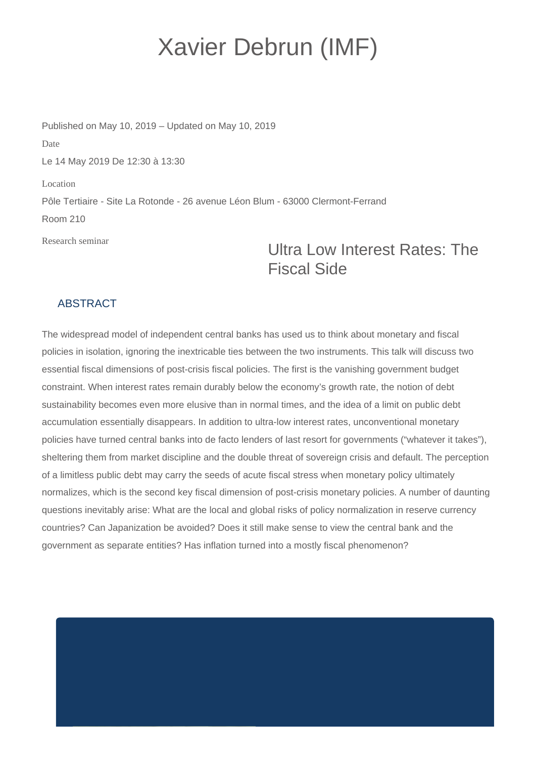# Xavier Debrun (IMF)

Published on May 10, 2019 – Updated on May 10, 2019

Date

Le 14 May 2019 De 12:30 à 13:30

Location

Pôle Tertiaire - Site La Rotonde - 26 avenue Léon Blum - 63000 Clermont-Ferrand

Room 210

Research seminar

## Ultra Low Interest Rates: The Fiscal Side

### ABSTRACT

The widespread model of independent central banks has used us to think about monetary and fiscal policies in isolation, ignoring the inextricable ties between the two instruments. This talk will discuss two essential fiscal dimensions of post-crisis fiscal policies. The first is the vanishing government budget constraint. When interest rates remain durably below the economy's growth rate, the notion of debt sustainability becomes even more elusive than in normal times, and the idea of a limit on public debt accumulation essentially disappears. In addition to ultra-low interest rates, unconventional monetary policies have turned central banks into de facto lenders of last resort for governments ("whatever it takes"), sheltering them from market discipline and the double threat of sovereign crisis and default. The perception of a limitless public debt may carry the seeds of acute fiscal stress when monetary policy ultimately normalizes, which is the second key fiscal dimension of post-crisis monetary policies. A number of daunting questions inevitably arise: What are the local and global risks of policy normalization in reserve currency countries? Can Japanization be avoided? Does it still make sense to view the central bank and the government as separate entities? Has inflation turned into a mostly fiscal phenomenon?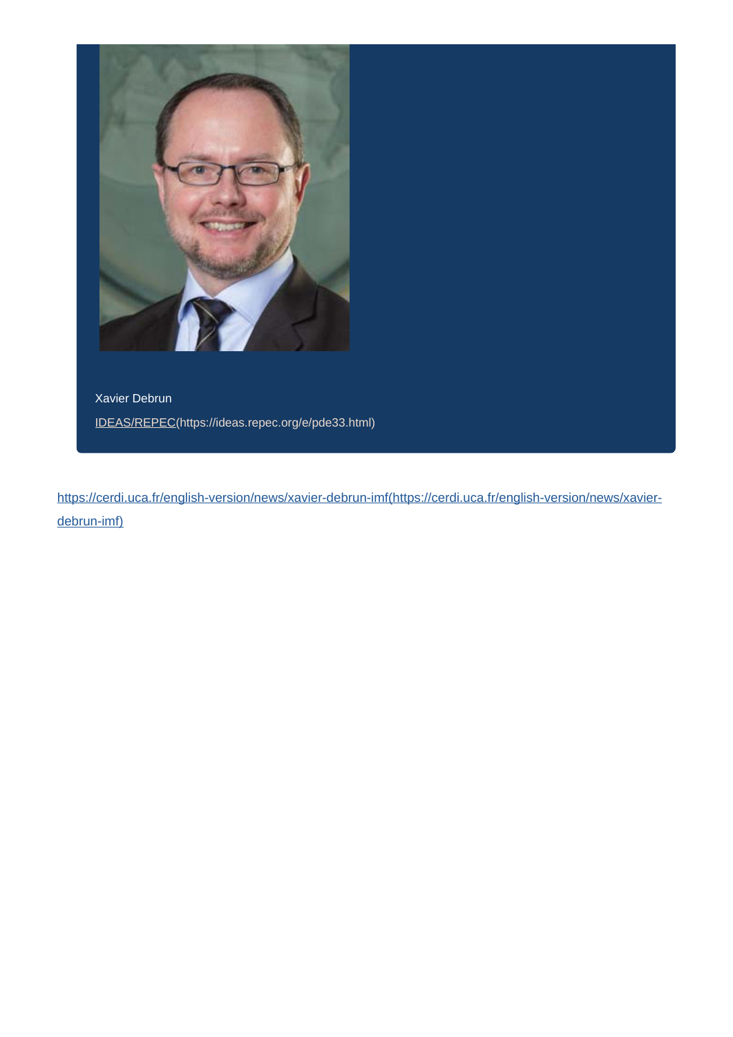Xavier Debrun

[IDEAS/REPEC](https://ideas.repec.org/e/pde33.html)(https://ideas.repec.org/e/pde33.html)

[https://cerdi.uca.fr/english-version/news/xavier-debrun-imf(https://cerdi.uca.fr/english-version/news/xavier-debrun-imf)](https://cerdi.uca.fr/english-version/news/xavier-debrun-imf)